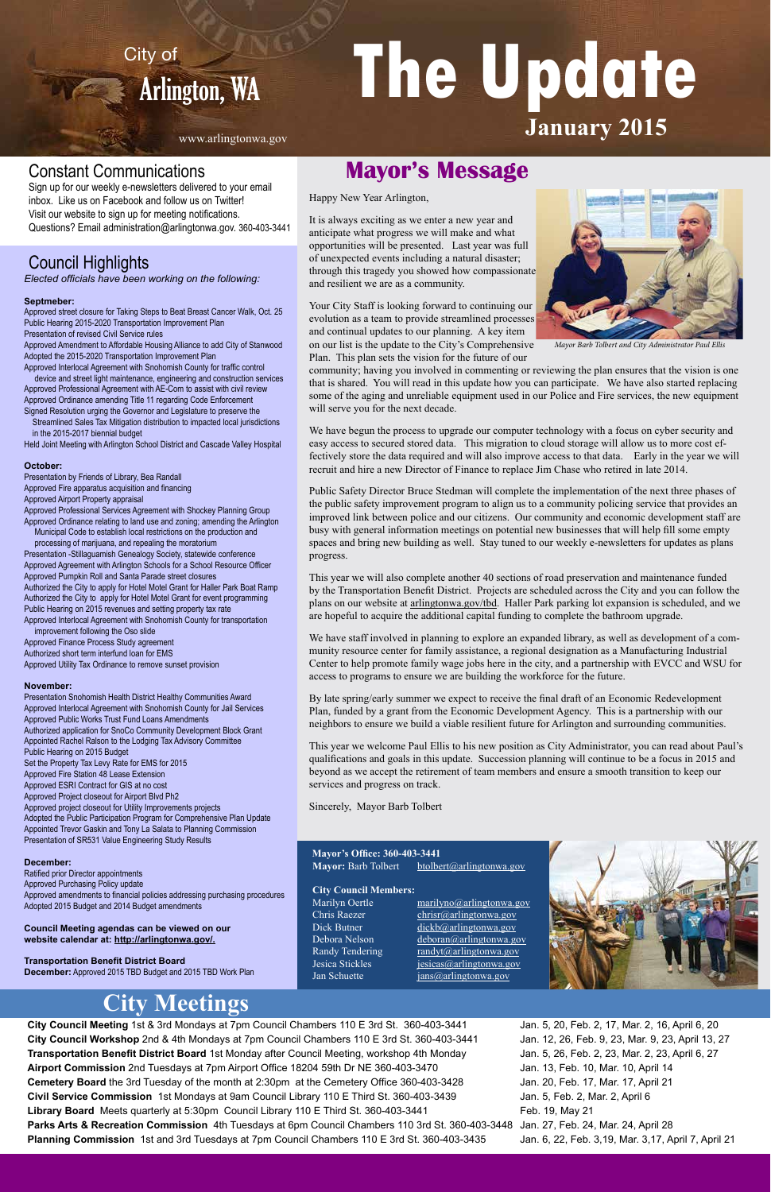City of Arlington, WA

# The Update

**January 2015**

www.arlingtonwa.gov

## Constant Communications

Sign up for our weekly e-newsletters delivered to your email inbox. Like us on Facebook and follow us on Twitter! Visit our website to sign up for meeting notifications. Questions? Email administration@arlingtonwa.gov. 360-403-3441

## Council Highlights

*Elected officials have been working on the following:*

**Septmeber:**

Approved street closure for Taking Steps to Beat Breast Cancer Walk, Oct. 25
Public Hearing 2015-2020 Transportation Improvement Plan
Presentation of revised Civil Service rules
Approved Amendment to Affordable Housing Alliance to add City of Stanwood
Adopted the 2015-2020 Transportation Improvement Plan
Approved Interlocal Agreement with Snohomish County for traffic control device and street light maintenance, engineering and construction services
Approved Professional Agreement with AE-Com to assist with civil review
Approved Ordinance amending Title 11 regarding Code Enforcement
Signed Resolution urging the Governor and Legislature to preserve the Streamlined Sales Tax Mitigation distribution to impacted local jurisdictions in the 2015-2017 biennial budget
Held Joint Meeting with Arlington School District and Cascade Valley Hospital

**October:**

Presentation by Friends of Library, Bea Randall
Approved Fire apparatus acquisition and financing
Approved Airport Property appraisal
Approved Professional Services Agreement with Shockey Planning Group
Approved Ordinance relating to land use and zoning; amending the Arlington Municipal Code to establish local restrictions on the production and processing of marijuana, and repealing the moratorium
Presentation -Stillaguamish Genealogy Society, statewide conference
Approved Agreement with Arlington Schools for a School Resource Officer
Approved Pumpkin Roll and Santa Parade street closures
Authorized the City to apply for Hotel Motel Grant for Haller Park Boat Ramp
Authorized the City to apply for Hotel Motel Grant for event programming
Public Hearing on 2015 revenues and setting property tax rate
Approved Interlocal Agreement with Snohomish County for transportation improvement following the Oso slide
Approved Finance Process Study agreement
Authorized short term interfund loan for EMS
Approved Utility Tax Ordinance to remove sunset provision

**November:**

Presentation Snohomish Health District Healthy Communities Award
Approved Interlocal Agreement with Snohomish County for Jail Services
Approved Public Works Trust Fund Loans Amendments
Authorized application for SnoCo Community Development Block Grant
Appointed Rachel Ralson to the Lodging Tax Advisory Committee
Public Hearing on 2015 Budget
Set the Property Tax Levy Rate for EMS for 2015
Approved Fire Station 48 Lease Extension
Approved ESRI Contract for GIS at no cost
Approved Project closeout for Airport Blvd Ph2
Approved project closeout for Utility Improvements projects
Adopted the Public Participation Program for Comprehensive Plan Update
Appointed Trevor Gaskin and Tony La Salata to Planning Commission
Presentation of SR531 Value Engineering Study Results

**December:**

Ratified prior Director appointments
Approved Purchasing Policy update
Approved amendments to financial policies addressing purchasing procedures
Adopted 2015 Budget and 2014 Budget amendments

**Council Meeting agendas can be viewed on our website calendar at: http://arlingtonwa.gov/.**

**Transportation Benefit District Board**
**December:** Approved 2015 TBD Budget and 2015 TBD Work Plan

## Mayor's Message

Happy New Year Arlington,

It is always exciting as we enter a new year and anticipate what progress we will make and what opportunities will be presented. Last year was full of unexpected events including a natural disaster; through this tragedy you showed how compassionate and resilient we are as a community.

*Mayor Barb Tolbert and City Administrator Paul Ellis*

Your City Staff is looking forward to continuing our evolution as a team to provide streamlined processes and continual updates to our planning. A key item on our list is the update to the City's Comprehensive Plan. This plan sets the vision for the future of our community; having you involved in commenting or reviewing the plan ensures that the vision is one that is shared. You will read in this update how you can participate. We have also started replacing some of the aging and unreliable equipment used in our Police and Fire services, the new equipment will serve you for the next decade.

We have begun the process to upgrade our computer technology with a focus on cyber security and easy access to secured stored data. This migration to cloud storage will allow us to more cost effectively store the data required and will also improve access to that data. Early in the year we will recruit and hire a new Director of Finance to replace Jim Chase who retired in late 2014.

Public Safety Director Bruce Stedman will complete the implementation of the next three phases of the public safety improvement program to align us to a community policing service that provides an improved link between police and our citizens. Our community and economic development staff are busy with general information meetings on potential new businesses that will help fill some empty spaces and bring new building as well. Stay tuned to our weekly e-newsletters for updates as plans progress.

This year we will also complete another 40 sections of road preservation and maintenance funded by the Transportation Benefit District. Projects are scheduled across the City and you can follow the plans on our website at arlingtonwa.gov/tbd. Haller Park parking lot expansion is scheduled, and we are hopeful to acquire the additional capital funding to complete the bathroom upgrade.

We have staff involved in planning to explore an expanded library, as well as development of a community resource center for family assistance, a regional designation as a Manufacturing Industrial Center to help promote family wage jobs here in the city, and a partnership with EVCC and WSU for access to programs to ensure we are building the workforce for the future.

By late spring/early summer we expect to receive the final draft of an Economic Redevelopment Plan, funded by a grant from the Economic Development Agency. This is a partnership with our neighbors to ensure we build a viable resilient future for Arlington and surrounding communities.

This year we welcome Paul Ellis to his new position as City Administrator, you can read about Paul's qualifications and goals in this update. Succession planning will continue to be a focus in 2015 and beyond as we accept the retirement of team members and ensure a smooth transition to keep our services and progress on track.

Sincerely, Mayor Barb Tolbert

**Mayor's Office: 360-403-3441**
**Mayor:** Barb Tolbert btolbert@arlingtonwa.gov

**City Council Members:**

| | |
|---|---|
| Marilyn Oertle | marilyno@arlingtonwa.gov |
| Chris Raezer | chrisr@arlingtonwa.gov |
| Dick Butner | dickb@arlingtonwa.gov |
| Debora Nelson | deboran@arlingtonwa.gov |
| Randy Tendering | randyt@arlingtonwa.gov |
| Jesica Stickles | jesicas@arlingtonwa.gov |
| Jan Schuette | jans@arlingtonwa.gov |

## City Meetings

| Meeting | Dates |
|---|---|
| **City Council Meeting** 1st & 3rd Mondays at 7pm Council Chambers 110 E 3rd St. 360-403-3441 | Jan. 5, 20, Feb. 2, 17, Mar. 2, 16, April 6, 20 |
| **City Council Workshop** 2nd & 4th Mondays at 7pm Council Chambers 110 E 3rd St. 360-403-3441 | Jan. 12, 26, Feb. 9, 23, Mar. 9, 23, April 13, 27 |
| **Transportation Benefit District Board** 1st Monday after Council Meeting, workshop 4th Monday | Jan. 5, 26, Feb. 2, 23, Mar. 2, 23, April 6, 27 |
| **Airport Commission** 2nd Tuesdays at 7pm Airport Office 18204 59th Dr NE 360-403-3470 | Jan. 13, Feb. 10, Mar. 10, April 14 |
| **Cemetery Board** the 3rd Tuesday of the month at 2:30pm at the Cemetery Office 360-403-3428 | Jan. 20, Feb. 17, Mar. 17, April 21 |
| **Civil Service Commission** 1st Mondays at 9am Council Library 110 E Third St. 360-403-3439 | Jan. 5, Feb. 2, Mar. 2, April 6 |
| **Library Board** Meets quarterly at 5:30pm Council Library 110 E Third St. 360-403-3441 | Feb. 19, May 21 |
| **Parks Arts & Recreation Commission** 4th Tuesdays at 6pm Council Chambers 110 3rd St. 360-403-3448 | Jan. 27, Feb. 24, Mar. 24, April 28 |
| **Planning Commission** 1st and 3rd Tuesdays at 7pm Council Chambers 110 E 3rd St. 360-403-3435 | Jan. 6, 22, Feb. 3,19, Mar. 3,17, April 7, April 21 |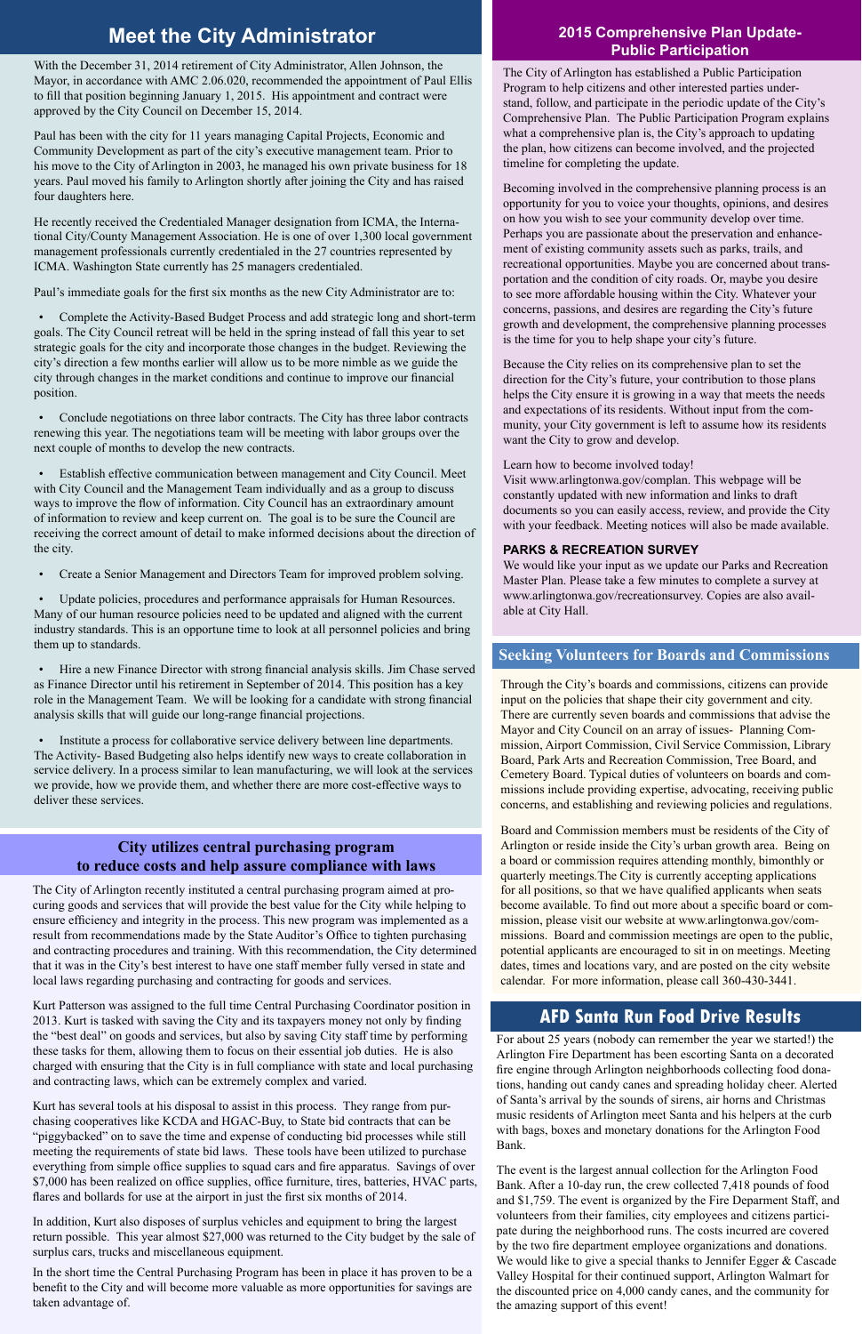## Meet the City Administrator

With the December 31, 2014 retirement of City Administrator, Allen Johnson, the Mayor, in accordance with AMC 2.06.020, recommended the appointment of Paul Ellis to fill that position beginning January 1, 2015. His appointment and contract were approved by the City Council on December 15, 2014.

Paul has been with the city for 11 years managing Capital Projects, Economic and Community Development as part of the city's executive management team. Prior to his move to the City of Arlington in 2003, he managed his own private business for 18 years. Paul moved his family to Arlington shortly after joining the City and has raised four daughters here.

He recently received the Credentialed Manager designation from ICMA, the International City/County Management Association. He is one of over 1,300 local government management professionals currently credentialed in the 27 countries represented by ICMA. Washington State currently has 25 managers credentialed.

Paul's immediate goals for the first six months as the new City Administrator are to:

- Complete the Activity-Based Budget Process and add strategic long and short-term goals. The City Council retreat will be held in the spring instead of fall this year to set strategic goals for the city and incorporate those changes in the budget. Reviewing the city's direction a few months earlier will allow us to be more nimble as we guide the city through changes in the market conditions and continue to improve our financial position.
- Conclude negotiations on three labor contracts. The City has three labor contracts renewing this year. The negotiations team will be meeting with labor groups over the next couple of months to develop the new contracts.
- Establish effective communication between management and City Council. Meet with City Council and the Management Team individually and as a group to discuss ways to improve the flow of information. City Council has an extraordinary amount of information to review and keep current on. The goal is to be sure the Council are receiving the correct amount of detail to make informed decisions about the direction of the city.
- Create a Senior Management and Directors Team for improved problem solving.
- Update policies, procedures and performance appraisals for Human Resources. Many of our human resource policies need to be updated and aligned with the current industry standards. This is an opportune time to look at all personnel policies and bring them up to standards.
- Hire a new Finance Director with strong financial analysis skills. Jim Chase served as Finance Director until his retirement in September of 2014. This position has a key role in the Management Team. We will be looking for a candidate with strong financial analysis skills that will guide our long-range financial projections.
- Institute a process for collaborative service delivery between line departments. The Activity- Based Budgeting also helps identify new ways to create collaboration in service delivery. In a process similar to lean manufacturing, we will look at the services we provide, how we provide them, and whether there are more cost-effective ways to deliver these services.

## City utilizes central purchasing program to reduce costs and help assure compliance with laws

The City of Arlington recently instituted a central purchasing program aimed at procuring goods and services that will provide the best value for the City while helping to ensure efficiency and integrity in the process. This new program was implemented as a result from recommendations made by the State Auditor's Office to tighten purchasing and contracting procedures and training. With this recommendation, the City determined that it was in the City's best interest to have one staff member fully versed in state and local laws regarding purchasing and contracting for goods and services.

Kurt Patterson was assigned to the full time Central Purchasing Coordinator position in 2013. Kurt is tasked with saving the City and its taxpayers money not only by finding the "best deal" on goods and services, but also by saving City staff time by performing these tasks for them, allowing them to focus on their essential job duties. He is also charged with ensuring that the City is in full compliance with state and local purchasing and contracting laws, which can be extremely complex and varied.

Kurt has several tools at his disposal to assist in this process. They range from purchasing cooperatives like KCDA and HGAC-Buy, to State bid contracts that can be "piggybacked" on to save the time and expense of conducting bid processes while still meeting the requirements of state bid laws. These tools have been utilized to purchase everything from simple office supplies to squad cars and fire apparatus. Savings of over $7,000 has been realized on office supplies, office furniture, tires, batteries, HVAC parts, flares and bollards for use at the airport in just the first six months of 2014.

In addition, Kurt also disposes of surplus vehicles and equipment to bring the largest return possible. This year almost $27,000 was returned to the City budget by the sale of surplus cars, trucks and miscellaneous equipment.

In the short time the Central Purchasing Program has been in place it has proven to be a benefit to the City and will become more valuable as more opportunities for savings are taken advantage of.

## 2015 Comprehensive Plan Update- Public Participation

The City of Arlington has established a Public Participation Program to help citizens and other interested parties understand, follow, and participate in the periodic update of the City's Comprehensive Plan. The Public Participation Program explains what a comprehensive plan is, the City's approach to updating the plan, how citizens can become involved, and the projected timeline for completing the update.

Becoming involved in the comprehensive planning process is an opportunity for you to voice your thoughts, opinions, and desires on how you wish to see your community develop over time. Perhaps you are passionate about the preservation and enhancement of existing community assets such as parks, trails, and recreational opportunities. Maybe you are concerned about transportation and the condition of city roads. Or, maybe you desire to see more affordable housing within the City. Whatever your concerns, passions, and desires are regarding the City's future growth and development, the comprehensive planning processes is the time for you to help shape your city's future.

Because the City relies on its comprehensive plan to set the direction for the City's future, your contribution to those plans helps the City ensure it is growing in a way that meets the needs and expectations of its residents. Without input from the community, your City government is left to assume how its residents want the City to grow and develop.

Learn how to become involved today!
Visit www.arlingtonwa.gov/complan. This webpage will be constantly updated with new information and links to draft documents so you can easily access, review, and provide the City with your feedback. Meeting notices will also be made available.

### PARKS & RECREATION SURVEY

We would like your input as we update our Parks and Recreation Master Plan. Please take a few minutes to complete a survey at www.arlingtonwa.gov/recreationsurvey. Copies are also available at City Hall.

## Seeking Volunteers for Boards and Commissions

Through the City's boards and commissions, citizens can provide input on the policies that shape their city government and city. There are currently seven boards and commissions that advise the Mayor and City Council on an array of issues- Planning Commission, Airport Commission, Civil Service Commission, Library Board, Park Arts and Recreation Commission, Tree Board, and Cemetery Board. Typical duties of volunteers on boards and commissions include providing expertise, advocating, receiving public concerns, and establishing and reviewing policies and regulations.

Board and Commission members must be residents of the City of Arlington or reside inside the City's urban growth area. Being on a board or commission requires attending monthly, bimonthly or quarterly meetings.The City is currently accepting applications for all positions, so that we have qualified applicants when seats become available. To find out more about a specific board or commission, please visit our website at www.arlingtonwa.gov/commissions. Board and commission meetings are open to the public, potential applicants are encouraged to sit in on meetings. Meeting dates, times and locations vary, and are posted on the city website calendar. For more information, please call 360-430-3441.

## AFD Santa Run Food Drive Results

For about 25 years (nobody can remember the year we started!) the Arlington Fire Department has been escorting Santa on a decorated fire engine through Arlington neighborhoods collecting food donations, handing out candy canes and spreading holiday cheer. Alerted of Santa's arrival by the sounds of sirens, air horns and Christmas music residents of Arlington meet Santa and his helpers at the curb with bags, boxes and monetary donations for the Arlington Food Bank.

The event is the largest annual collection for the Arlington Food Bank. After a 10-day run, the crew collected 7,418 pounds of food and $1,759. The event is organized by the Fire Deparment Staff, and volunteers from their families, city employees and citizens participate during the neighborhood runs. The costs incurred are covered by the two fire department employee organizations and donations. We would like to give a special thanks to Jennifer Egger & Cascade Valley Hospital for their continued support, Arlington Walmart for the discounted price on 4,000 candy canes, and the community for the amazing support of this event!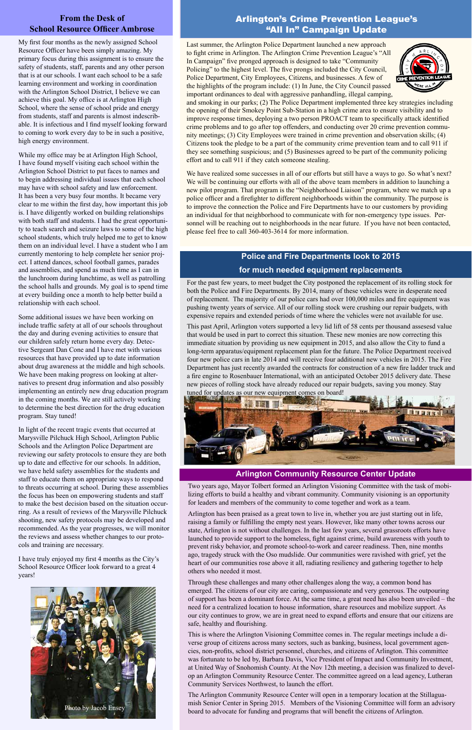## From the Desk of School Resource Officer Ambrose

My first four months as the newly assigned School Resource Officer have been simply amazing. My primary focus during this assignment is to ensure the safety of students, staff, parents and any other person that is at our schools. I want each school to be a safe learning environment and working in coordination with the Arlington School District, I believe we can achieve this goal. My office is at Arlington High School, where the sense of school pride and energy from students, staff and parents is almost indescribable. It is infectious and I find myself looking forward to coming to work every day to be in such a positive, high energy environment.

While my office may be at Arlington High School, I have found myself visiting each school within the Arlington School District to put faces to names and to begin addressing individual issues that each school may have with school safety and law enforcement. It has been a very busy four months. It became very clear to me within the first day, how important this job is. I have diligently worked on building relationships with both staff and students. I had the great opportunity to teach search and seizure laws to some of the high school students, which truly helped me to get to know them on an individual level. I have a student who I am currently mentoring to help complete her senior project. I attend dances, school football games, parades and assemblies, and spend as much time as I can in the lunchroom during lunchtime, as well as patrolling the school halls and grounds. My goal is to spend time at every building once a month to help better build a relationship with each school.

Some additional issues we have been working on include traffic safety at all of our schools throughout the day and during evening activities to ensure that our children safely return home every day. Detective Sergeant Dan Cone and I have met with various resources that have provided up to date information about drug awareness at the middle and high schools. We have been making progress on looking at alternatives to present drug information and also possibly implementing an entirely new drug education program in the coming months. We are still actively working to determine the best direction for the drug education program. Stay tuned!

In light of the recent tragic events that occurred at Marysville Pilchuck High School, Arlington Public Schools and the Arlington Police Department are reviewing our safety protocols to ensure they are both up to date and effective for our schools. In addition, we have held safety assemblies for the students and staff to educate them on appropriate ways to respond to threats occurring at school. During these assemblies the focus has been on empowering students and staff to make the best decision based on the situation occurring. As a result of reviews of the Marysville Pilchuck shooting, new safety protocols may be developed and recommended. As the year progresses, we will monitor the reviews and assess whether changes to our protocols and training are necessary.

I have truly enjoyed my first 4 months as the City's School Resource Officer look forward to a great 4 years!

Photo by Jacob Ensey

## Arlington's Crime Prevention League's "All In" Campaign Update

Last summer, the Arlington Police Department launched a new approach to fight crime in Arlington. The Arlington Crime Prevention League's "All In Campaign" five pronged approach is designed to take "Community Policing" to the highest level. The five prongs included the City Council, Police Department, City Employees, Citizens, and businesses. A few of the highlights of the program include: (1) In June, the City Council passed important ordinances to deal with aggressive panhandling, illegal camping, and smoking in our parks; (2) The Police Department implemented three key strategies including the opening of their Smokey Point Sub-Station in a high crime area to ensure visibility and to improve response times, deploying a two person PROACT team to specifically attack identified crime problems and to go after top offenders, and conducting over 20 crime prevention community meetings; (3) City Employees were trained in crime prevention and observation skills; (4) Citizens took the pledge to be a part of the community crime prevention team and to call 911 if they see something suspicious; and (5) Businesses agreed to be part of the community policing effort and to call 911 if they catch someone stealing.

We have realized some successes in all of our efforts but still have a ways to go. So what's next? We will be continuing our efforts with all of the above team members in addition to launching a new pilot program. That program is the "Neighborhood Liaison" program, where we match up a police officer and a firefighter to different neighborhoods within the community. The purpose is to improve the connection the Police and Fire Departments have to our customers by providing an individual for that neighborhood to communicate with for non-emergency type issues. Personnel will be reaching out to neighborhoods in the near future. If you have not been contacted, please feel free to call 360-403-3614 for more information.

## Police and Fire Departments look to 2015 for much needed equipment replacements

For the past few years, to meet budget the City postponed the replacement of its rolling stock for both the Police and Fire Departments. By 2014, many of these vehicles were in desperate need of replacement. The majority of our police cars had over 100,000 miles and fire equipment was pushing twenty years of service. All of our rolling stock were crushing our repair budgets, with expensive repairs and extended periods of time where the vehicles were not available for use.

This past April, Arlington voters supported a levy lid lift of 58 cents per thousand assesesd value that would be used in part to correct this situation. These new monies are now correcting this immediate situation by providing us new equipment in 2015, and also allow the City to fund a long-term apparatus/equipment replacement plan for the future. The Police Department received four new police cars in late 2014 and will receive four additional new vehicles in 2015. The Fire Department has just recently awarded the contracts for construction of a new fire ladder truck and a fire engine to Rosenbauer International, with an anticipated October 2015 delivery date. These new pieces of rolling stock have already reduced our repair budgets, saving you money. Stay tuned for updates as our new equipment comes on board!

## Arlington Community Resource Center Update

Two years ago, Mayor Tolbert formed an Arlington Visioning Committee with the task of mobilizing efforts to build a healthy and vibrant community. Community visioning is an opportunity for leaders and members of the community to come together and work as a team.

Arlington has been praised as a great town to live in, whether you are just starting out in life, raising a family or fulfilling the empty nest years. However, like many other towns across our state, Arlington is not without challenges. In the last few years, several grassroots efforts have launched to provide support to the homeless, fight against crime, build awareness with youth to prevent risky behavior, and promote school-to-work and career readiness. Then, nine months ago, tragedy struck with the Oso mudslide. Our communities were ravished with grief, yet the heart of our communities rose above it all, radiating resiliency and gathering together to help others who needed it most.

Through these challenges and many other challenges along the way, a common bond has emerged. The citizens of our city are caring, compassionate and very generous. The outpouring of support has been a dominant force. At the same time, a great need has also been unveiled – the need for a centralized location to house information, share resources and mobilize support. As our city continues to grow, we are in great need to expand efforts and ensure that our citizens are safe, healthy and flourishing.

This is where the Arlington Visioning Committee comes in. The regular meetings include a diverse group of citizens across many sectors, such as banking, business, local government agencies, non-profits, school district personnel, churches, and citizens of Arlington. This committee was fortunate to be led by, Barbara Davis, Vice President of Impact and Community Investment, at United Way of Snohomish County. At the Nov 12th meeting, a decision was finalized to develop an Arlington Community Resource Center. The committee agreed on a lead agency, Lutheran Community Services Northwest, to launch the effort.

The Arlington Community Resource Center will open in a temporary location at the Stillaguamish Senior Center in Spring 2015. Members of the Visioning Committee will form an advisory board to advocate for funding and programs that will benefit the citizens of Arlington.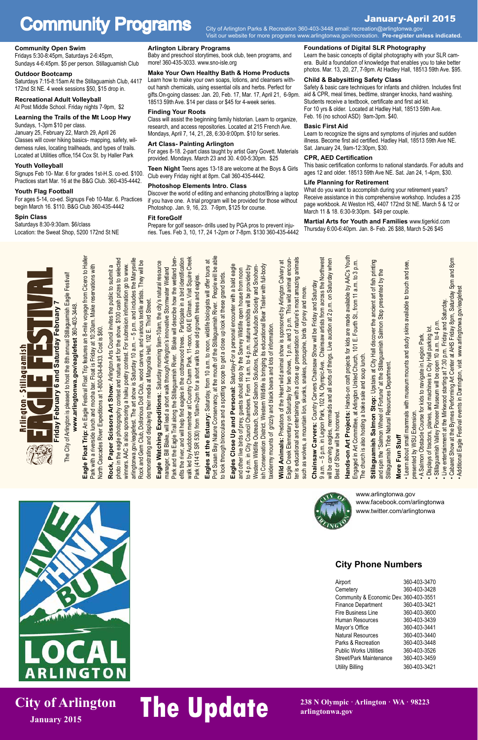# Community Programs

## January-April 2015

City of Arlington Parks & Recreation 360-403-3448 email: recreation@arlingtonwa.gov
Visit our website for more programs www.arlingtonwa.gov/recreation. **Pre-register unless indicated.**

### Community Open Swim
Fridays 5:30-8:45pm, Saturdays 2-6:45pm, Sundays 4-6:45pm. $5 per person. Stillaguamish Club

### Outdoor Bootcamp
Saturdays 7:15-8:15am At the Stillaguamish Club, 4417 172nd St NE. 4 week sessions $50, $15 drop in.

### Recreational Adult Volleyball
At Post Middle School. Friday nights 7-9pm, $2

### Learning the Trails of the Mt Loop Hwy
Sundays, 1-3pm $10 per class.
January 25, February 22, March 29, April 26
Classes will cover hiking basics- mapping, safety, wilderness rules, locating trailheads, and types of trails. Located at Utilities office,154 Cox St. by Haller Park

### Youth Volleyball
Signups Feb 10- Mar. 6 for grades 1st-H.S. co-ed. $100. Practices start Mar. 16 at the B&G Club. 360-435-4442.

### Youth Flag Football
For ages 5-14, co-ed. Signups Feb 10-Mar. 6. Practices begin March 16. $110. B&G Club 360-435-4442

### Spin Class
Saturdays 8:30-9:30am. $6/class
Location: the Sweat Shop, 5200 172nd St NE

### Arlington Library Programs
Baby and preschool storytimes, book club, teen programs, and more! 360-435-3033. www.sno-isle.org

### Make Your Own Healthy Bath & Home Products
Learn how to make your own soaps, lotions, and cleansers without harsh chemicals, using essential oils and herbs. Perfect for gifts.On-going classes: Jan. 20, Feb. 17, Mar. 17, April 21, 6-9pm. 18513 59th Ave. $14 per class or $45 for 4-week series.

### Finding Your Roots
Class will assist the beginning family historian. Learn to organize, research, and access repositories. Located at 215 French Ave. Mondays, April 7, 14, 21, 28, 6:30-9:00pm. $10 for series.

### Art Class - Painting Arlington
For ages 8-18. 2-part class taught by artist Gary Govett. Materials provided. Mondays. March 23 and 30. 4:00-5:30pm. $25

**Teen Night** Teens ages 13-18 are welcome at the Boys & Girls Club every Friday night at 8pm. Call 360-435-4442.

### Photoshop Elements Intro. Class
Discover the world of editing and enhancing photos!Bring a laptop if you have one. A trial program will be provided for those without Photoshop. Jan. 9, 16, 23. 7-9pm, $125 for course.

### Fit foreGolf
Prepare for golf season- drills used by PGA pros to prevent injuries. Tues. Feb 3, 10, 17, 24 1-2pm or 7-8pm. $130 360-435-4442

### Foundations of Digital SLR Photography
Learn the basic concepts of digital photography with your SLR camera. Build a foundation of knowledge that enables you to take better photos. Mar. 13, 20, 27, 7-9pm. At Hadley Hall, 18513 59th Ave. $95.

### Child & Babysitting Safety Class
Safety & basic care techniques for infants and children. Includes first aid & CPR, meal times, bedtime, stranger knocks, hand washing. Students receive a textbook, certificate and first aid kit.
For 10 yrs & older. Located at Hadley Hall, 18513 59th Ave.
Feb. 16 (no school ASD) 9am-3pm. $40.

### Basic First Aid
Learn to recognize the signs and symptoms of injuries and sudden illness. Become first aid certified. Hadley Hall, 18513 59th Ave NE. Sat. January 24, 9am-12:30pm, $30.

### CPR, AED Certification
This basic certification conforms to national standards. For adults and ages 12 and older. 18513 59th Ave NE. Sat. Jan 24, 1-4pm, $30.

### Life Planning for Retirement
What do you want to accomplish during your retirement years? Receive assistance in this comprehensive workshop. Includes a 235 page workbook. At Weston HS, 4407 172nd St NE. March 5 & 12 or March 11 & 18. 6:30-9:30pm. $49 per couple.

**Martial Arts for Youth and Families** www.tigerkid.com
Thursday 6:00-6:40pm. Jan. 8- Feb. 26 $88, March 5-26 $45

---

## Arlington · Stillaguamish EAGLE FESTIVAL
**Friday February 6 and Saturday February 7**

The City of Arlington is pleased to host the 8th annual Stillaguamish Eagle Festival! **www.arlingtonwa.gov/eaglefest** 360-403-3448.

**Eagle Float Trip:** An Eagle Festival Float Trip features an 8-mile voyage from Cicero to Haller Park with a riverside lunch and mocha bar. Float is Friday at 10:30am. Make reservations with North Cascades River Expeditions at 1-800-634-8433. Cost is $60.

**Rock, Paper, Scissors Art Show:** Arlington Arts Council invites the public to submit a photo in the eagle photography contest and nature art for the show. $100 cash prizes to selected winners. AAC is also sponsoring a haiku poetry contest. For submission information go to www.arlingtonwa.gov/eaglefest. The art show is Saturday 10 a.m. – 5 p.m. and includes the Marysville Rock and Gem Club, Dollorious Doll Club, wood carvers, and various textile artists. They will be demonstrating and displaying their media at Magnolia Hall, 102 E. Third Street.

**Eagle Watching Expeditions:**. Saturday morning 9am-10am, the city's natural resource manager, Bill Blake, will lead a short walk through Arlington's innovative Stormwater Wetland Park and the Eagle Trail along the Stillaguamish River. Blake will describe how the wetland benefits the river, and will help find eagles in the cottonwood trees. Participate in a bird identification walk led by Audubon member at Country Charm Park, 11-noon, 604 E Gilman. Visit Squire Creek Park (41415 SR 530) from 10am-2pm for a short walk to see old growth trees and eagles.

**Eagles at the Estuary:** Saturday, from 10 a.m. to noon, wildlife biologists will offer tours at Port Susan Bay Nature Conservancy, at the mouth of the Stillaguamish River. People will be able to look through binoculars and a spotting scope to get a close up look at these grand birds.

**Eagles Close Up and Personal:** Saturday-For a personal encounter with a bald eagle and other live birds of prey, guests should stop by the Sarvey Wildlife open house from noon to 4 p.m. in City Council Chambers. From 11 a.m. to 4 p.m. nature exhibits will be provided by Western Wildlife Outreach, Sound Salmon Solutions, Pilchuck Audubon Society and Snohomish Conservation District. Western Wildlife is bringing its educational Bear Trailer with full-body taxidermy mounts of grizzly and black bears and lots of information.

**Wild Animals:** Predators of the Heart wild animal show is sponsored by Arlington Calvary at Eagle Creek Elementary on Saturday for two shows, 1 p.m. and 3 p.m. This wild animal encounter is educational and entertaining with a close up presentation of nature's most amazing animals such as wolves, a mountain lion, skunks, snakes, porcupine, birds of prey and more.

**Chainsaw Carvers:** Country Carvers Chainsaw Show will be Friday and Saturday 9 a.m. – 5 p.m. in Legion Park, 102 N. Olympic Ave. Chainsaw artists from across the Northwest will be carving eagles, mermaids and all sorts of things. Live auction at 2 p.m. on Saturday when Best of Show will be honored.

**Hands-on Art Projects:** Hands-on craft projects for kids are made available by AAC's Youth Engaged in Art Committee, at Arlington United Church, 101 E. Fourth St., from 11 a.m. to 3 p.m. The church is also hosting a bake sale and soup lunch.

**Stillaguamish Salmon Stop:** Upstairs at City Hall discover the ancient art of fish printing and spin the 'Salmon Wheel of Fortune' at the Stillaguamish Salmon Stop presented by the Stillaguamish Tribe Natural Resources Department.

**More Fun Stuff**
- Learn about small mammals with museum mounts and study skins available to touch and see, presented by WSU Extension.
- A Salmon Obstacle Course for kids to navigate in Legion Park.
- Displays of tractors, planes, and machines in City Hall parking lot.
- Stillaguamish Valley Pioneer Museum will be open 10 a.m. to 4 p.m.
- Live entertainment at the Mirkwood starting at 7:30 p.m. Friday and Saturday.
- Cabaret Show at the Byrnes Performing Art Center at AHS Friday 8pm, Saturday 5pm and 8pm
- Additional Eagle Festival events in Darrington, visit www.arlingtonwa.gov/eaglefest

---

LIVE THINK BUY LOCAL ARLINGTON

www.arlingtonwa.gov
www.facebook.com/arlingtonwa
www.twitter.com/arlingtonwa

## City Phone Numbers

| | |
|---|---|
| Airport | 360-403-3470 |
| Cemetery | 360-403-3428 |
| Community & Economic Dev. | 360-403-3551 |
| Finance Department | 360-403-3421 |
| Fire Business Line | 360-403-3600 |
| Human Resources | 360-403-3439 |
| Mayor's Office | 360-403-3441 |
| Natural Resources | 360-403-3440 |
| Parks & Recreation | 360-403-3448 |
| Public Works Utilities | 360-403-3526 |
| Street/Park Maintenance | 360-403-3459 |
| Utility Billing | 360-403-3421 |

**City of Arlington** **The Update**
January 2015

238 N Olympic · Arlington · WA · 98223
arlingtonwa.gov